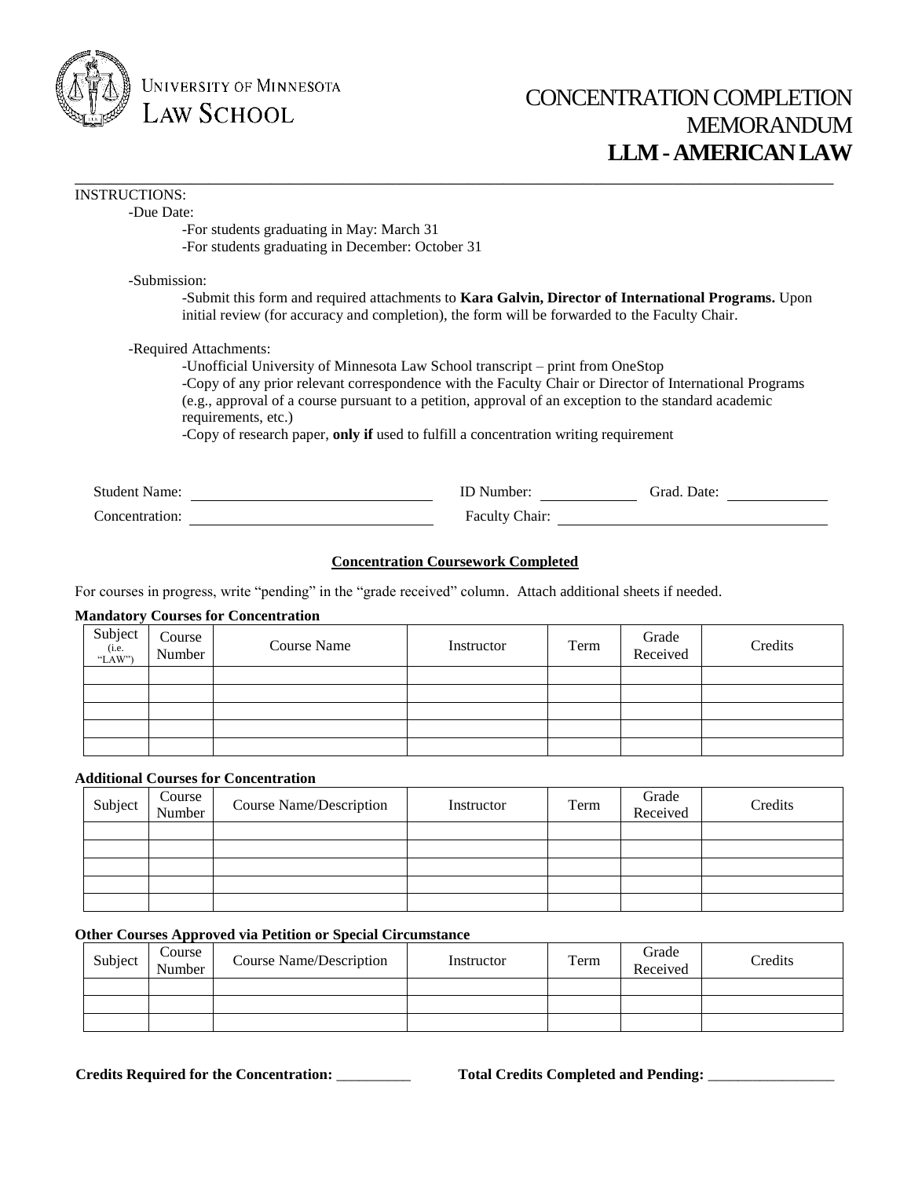UNIVERSITY OF MINNESOTA
LAW SCHOOL

# CONCENTRATION COMPLETION MEMORANDUM
# LLM - AMERICAN LAW

---

INSTRUCTIONS:

-Due Date:

-For students graduating in May: March 31
-For students graduating in December: October 31

-Submission:

-Submit this form and required attachments to **Kara Galvin, Director of International Programs.** Upon initial review (for accuracy and completion), the form will be forwarded to the Faculty Chair.

-Required Attachments:

-Unofficial University of Minnesota Law School transcript – print from OneStop
-Copy of any prior relevant correspondence with the Faculty Chair or Director of International Programs (e.g., approval of a course pursuant to a petition, approval of an exception to the standard academic requirements, etc.)
-Copy of research paper, **only if** used to fulfill a concentration writing requirement

Student Name: ______________________ ID Number: __________ Grad. Date: __________

Concentration: ______________________ Faculty Chair: ______________________

**Concentration Coursework Completed**

For courses in progress, write "pending" in the "grade received" column. Attach additional sheets if needed.

**Mandatory Courses for Concentration**

| Subject (i.e. "LAW") | Course Number | Course Name | Instructor | Term | Grade Received | Credits |
|---|---|---|---|---|---|---|
| | | | | | | |
| | | | | | | |
| | | | | | | |
| | | | | | | |
| | | | | | | |

**Additional Courses for Concentration**

| Subject | Course Number | Course Name/Description | Instructor | Term | Grade Received | Credits |
|---|---|---|---|---|---|---|
| | | | | | | |
| | | | | | | |
| | | | | | | |
| | | | | | | |
| | | | | | | |

**Other Courses Approved via Petition or Special Circumstance**

| Subject | Course Number | Course Name/Description | Instructor | Term | Grade Received | Credits |
|---|---|---|---|---|---|---|
| | | | | | | |
| | | | | | | |
| | | | | | | |

**Credits Required for the Concentration:** __________ **Total Credits Completed and Pending:** _________________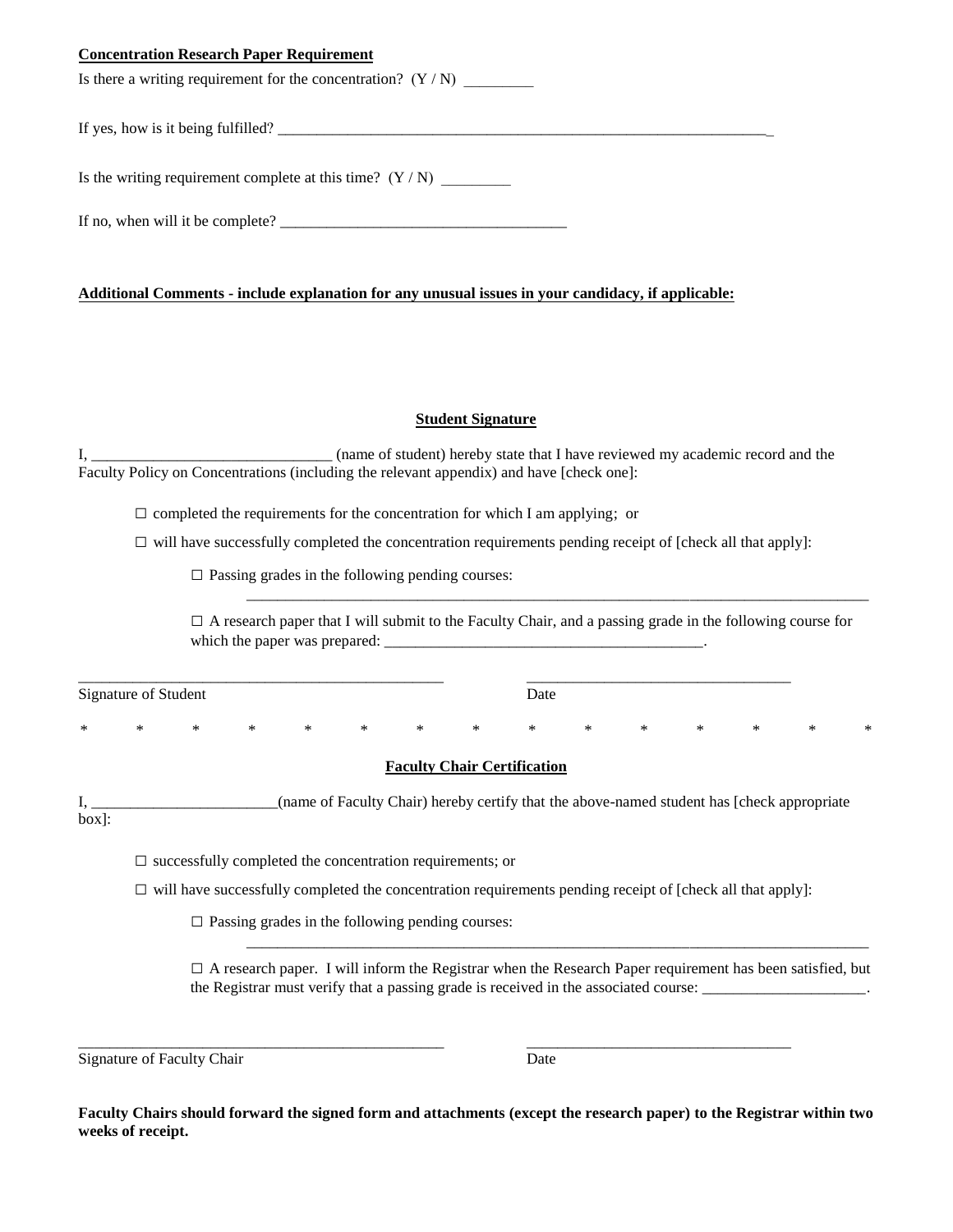**Concentration Research Paper Requirement**

Is there a writing requirement for the concentration? (Y / N) _________

If yes, how is it being fulfilled? _________________________________________________________________

Is the writing requirement complete at this time? (Y / N) _________

If no, when will it be complete? ____________________________________

**Additional Comments - include explanation for any unusual issues in your candidacy, if applicable:**

**Student Signature**

I, _______________________________ (name of student) hereby state that I have reviewed my academic record and the Faculty Policy on Concentrations (including the relevant appendix) and have [check one]:

☐ completed the requirements for the concentration for which I am applying; or

☐ will have successfully completed the concentration requirements pending receipt of [check all that apply]:

☐ Passing grades in the following pending courses:
_____________________________________________________________________________________

☐ A research paper that I will submit to the Faculty Chair, and a passing grade in the following course for which the paper was prepared: __________________________________________.

_________________________________________________ __________________________________

Signature of Student Date

\* \* \* \* \* \* \* \* \* \* \* \* \* \* \*

**Faculty Chair Certification**

I, ________________________(name of Faculty Chair) hereby certify that the above-named student has [check appropriate box]:

☐ successfully completed the concentration requirements; or

☐ will have successfully completed the concentration requirements pending receipt of [check all that apply]:

☐ Passing grades in the following pending courses:
_____________________________________________________________________________________

☐ A research paper. I will inform the Registrar when the Research Paper requirement has been satisfied, but the Registrar must verify that a passing grade is received in the associated course: _____________________.

_________________________________________________ __________________________________

Signature of Faculty Chair Date

**Faculty Chairs should forward the signed form and attachments (except the research paper) to the Registrar within two weeks of receipt.**